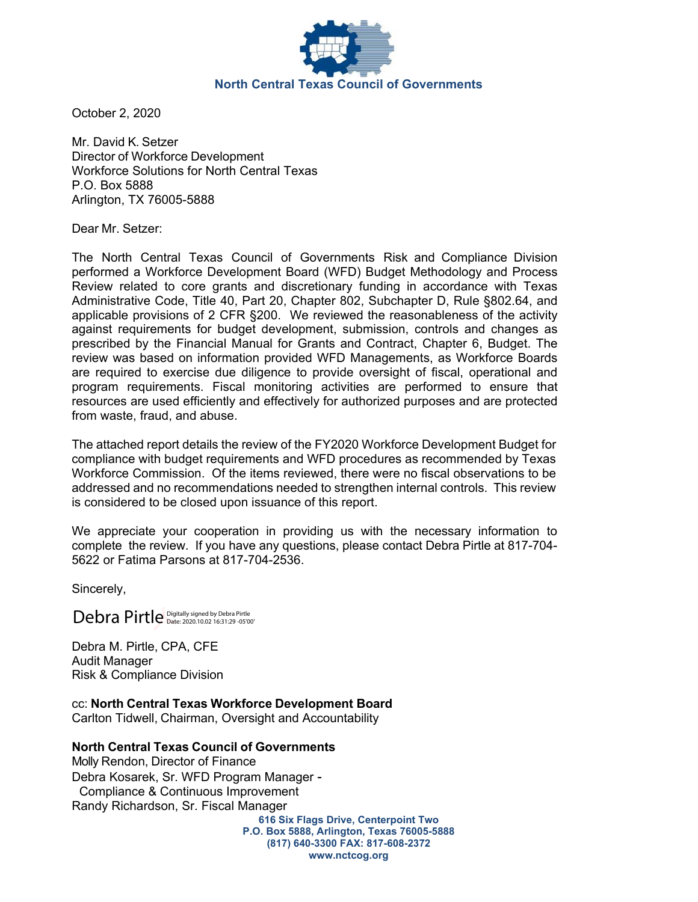**North Central Texas Council of Governments**

October 2, 2020

Mr. David K. Setzer
Director of Workforce Development
Workforce Solutions for North Central Texas
P.O. Box 5888
Arlington, TX 76005-5888

Dear Mr. Setzer:

The North Central Texas Council of Governments Risk and Compliance Division performed a Workforce Development Board (WFD) Budget Methodology and Process Review related to core grants and discretionary funding in accordance with Texas Administrative Code, Title 40, Part 20, Chapter 802, Subchapter D, Rule §802.64, and applicable provisions of 2 CFR §200. We reviewed the reasonableness of the activity against requirements for budget development, submission, controls and changes as prescribed by the Financial Manual for Grants and Contract, Chapter 6, Budget. The review was based on information provided WFD Managements, as Workforce Boards are required to exercise due diligence to provide oversight of fiscal, operational and program requirements. Fiscal monitoring activities are performed to ensure that resources are used efficiently and effectively for authorized purposes and are protected from waste, fraud, and abuse.

The attached report details the review of the FY2020 Workforce Development Budget for compliance with budget requirements and WFD procedures as recommended by Texas Workforce Commission. Of the items reviewed, there were no fiscal observations to be addressed and no recommendations needed to strengthen internal controls. This review is considered to be closed upon issuance of this report.

We appreciate your cooperation in providing us with the necessary information to complete the review. If you have any questions, please contact Debra Pirtle at 817-704-5622 or Fatima Parsons at 817-704-2536.

Sincerely,

Debra Pirtle Digitally signed by Debra Pirtle Date: 2020.10.02 16:31:29 -05'00'

Debra M. Pirtle, CPA, CFE
Audit Manager
Risk & Compliance Division

cc: **North Central Texas Workforce Development Board**
Carlton Tidwell, Chairman, Oversight and Accountability

**North Central Texas Council of Governments**
Molly Rendon, Director of Finance
Debra Kosarek, Sr. WFD Program Manager -
Compliance & Continuous Improvement
Randy Richardson, Sr. Fiscal Manager

**616 Six Flags Drive, Centerpoint Two**
**P.O. Box 5888, Arlington, Texas 76005-5888**
**(817) 640-3300 FAX: 817-608-2372**
**www.nctcog.org**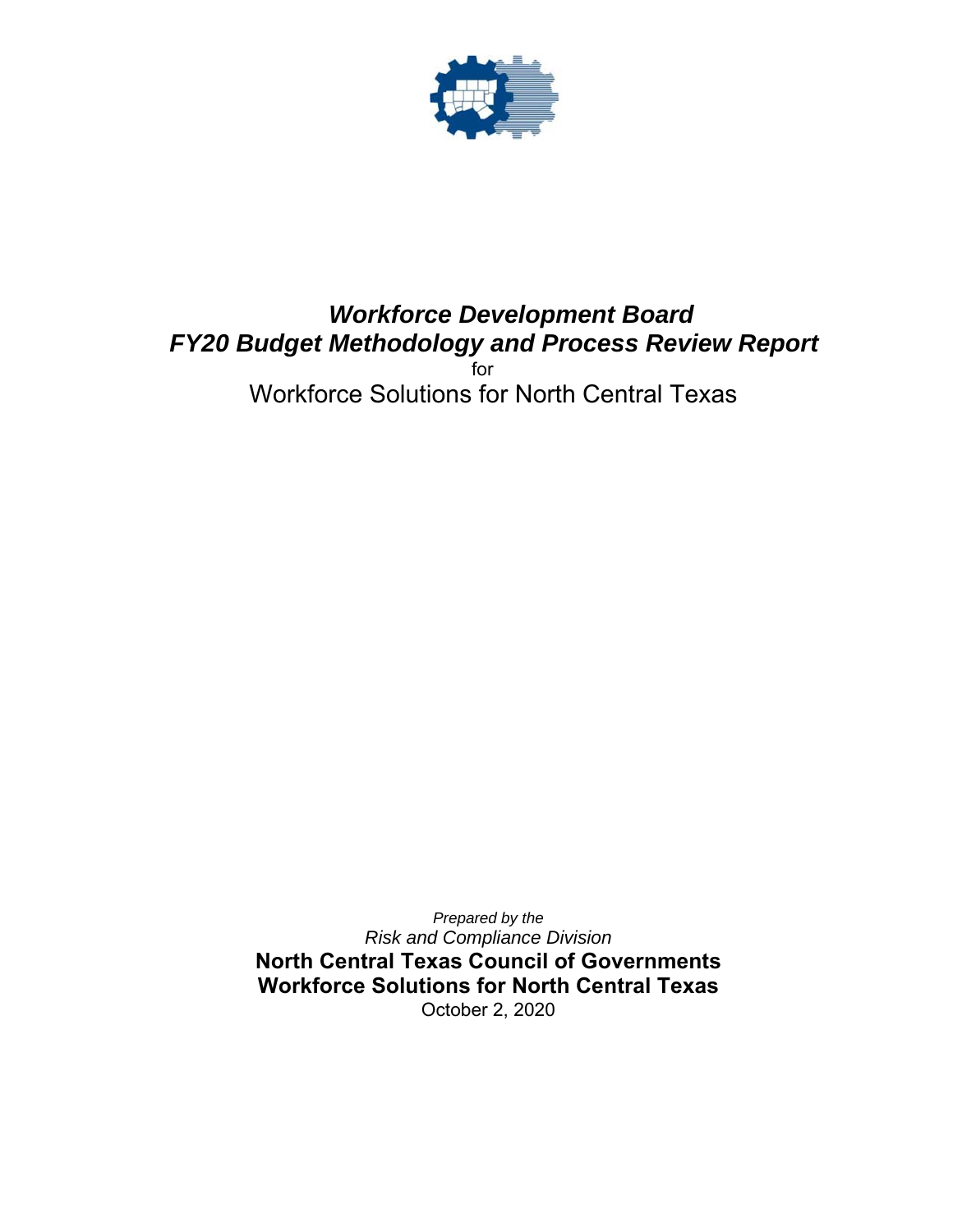# *Workforce Development Board*
# *FY20 Budget Methodology and Process Review Report*

for

Workforce Solutions for North Central Texas

*Prepared by the*

*Risk and Compliance Division*

**North Central Texas Council of Governments**

**Workforce Solutions for North Central Texas**

October 2, 2020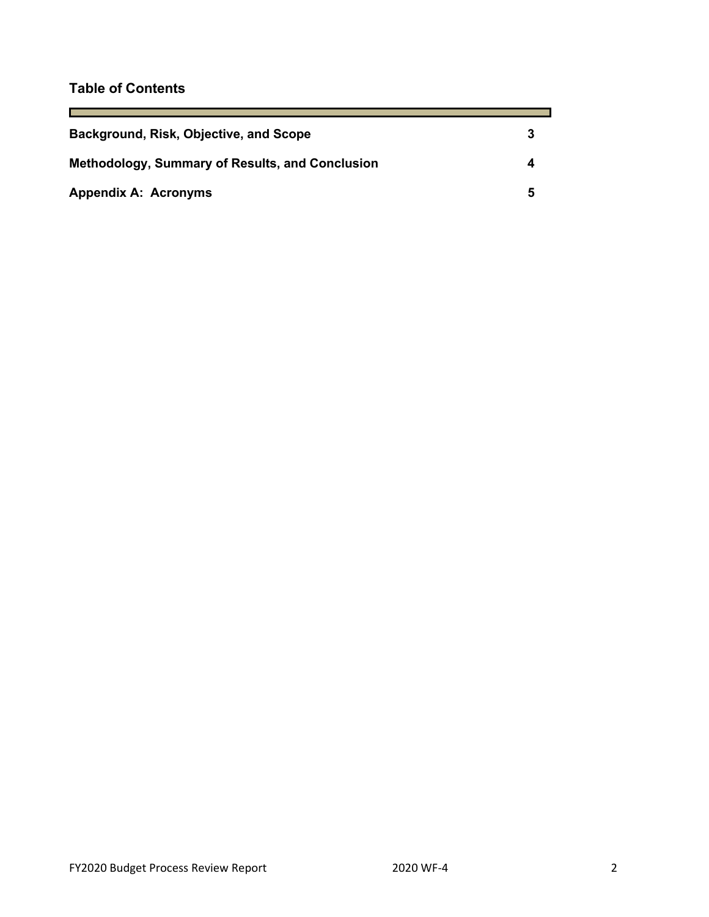## Table of Contents

| | |
|---|---|
| **Background, Risk, Objective, and Scope** | **3** |
| **Methodology, Summary of Results, and Conclusion** | **4** |
| **Appendix A: Acronyms** | **5** |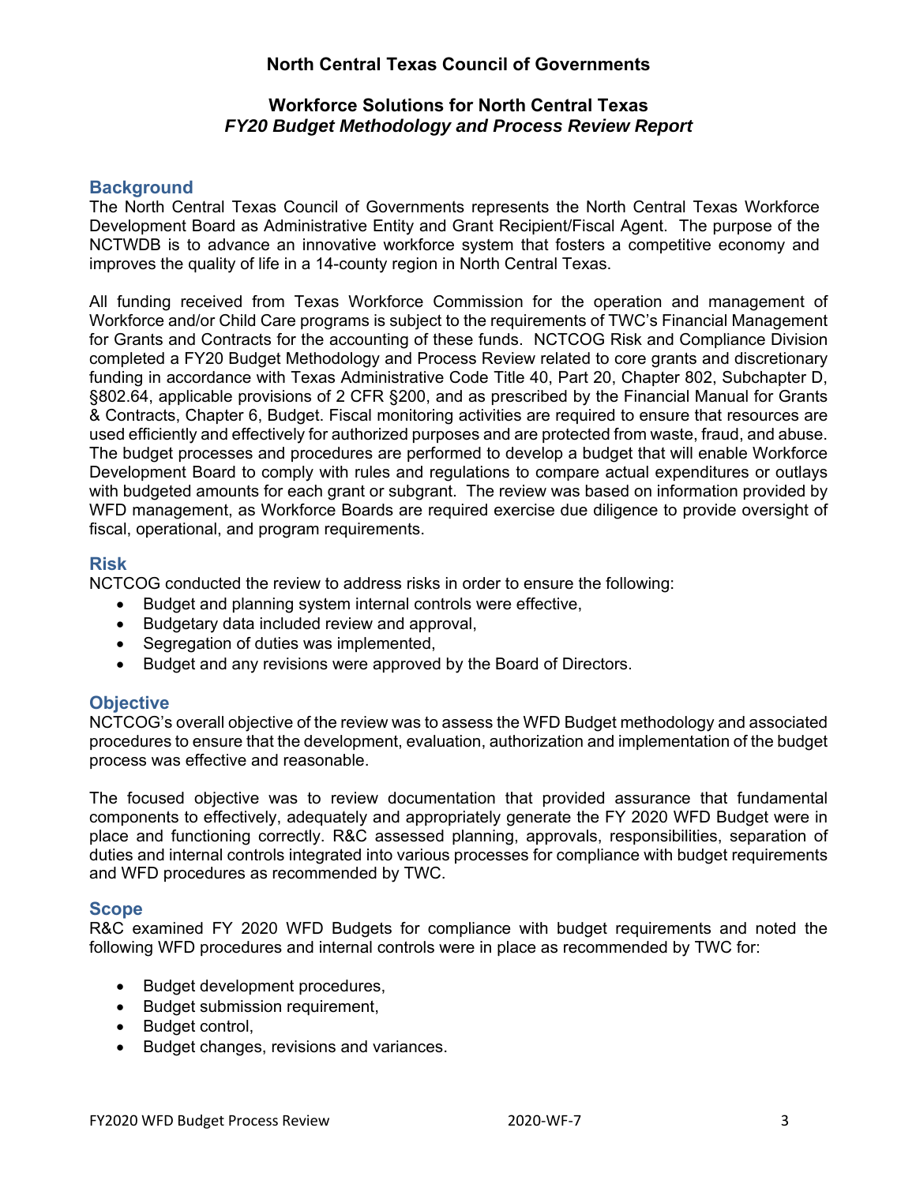# North Central Texas Council of Governments

## Workforce Solutions for North Central Texas
## *FY20 Budget Methodology and Process Review Report*

### Background

The North Central Texas Council of Governments represents the North Central Texas Workforce Development Board as Administrative Entity and Grant Recipient/Fiscal Agent. The purpose of the NCTWDB is to advance an innovative workforce system that fosters a competitive economy and improves the quality of life in a 14-county region in North Central Texas.

All funding received from Texas Workforce Commission for the operation and management of Workforce and/or Child Care programs is subject to the requirements of TWC's Financial Management for Grants and Contracts for the accounting of these funds. NCTCOG Risk and Compliance Division completed a FY20 Budget Methodology and Process Review related to core grants and discretionary funding in accordance with Texas Administrative Code Title 40, Part 20, Chapter 802, Subchapter D, §802.64, applicable provisions of 2 CFR §200, and as prescribed by the Financial Manual for Grants & Contracts, Chapter 6, Budget. Fiscal monitoring activities are required to ensure that resources are used efficiently and effectively for authorized purposes and are protected from waste, fraud, and abuse. The budget processes and procedures are performed to develop a budget that will enable Workforce Development Board to comply with rules and regulations to compare actual expenditures or outlays with budgeted amounts for each grant or subgrant. The review was based on information provided by WFD management, as Workforce Boards are required exercise due diligence to provide oversight of fiscal, operational, and program requirements.

### Risk

NCTCOG conducted the review to address risks in order to ensure the following:

- Budget and planning system internal controls were effective,
- Budgetary data included review and approval,
- Segregation of duties was implemented,
- Budget and any revisions were approved by the Board of Directors.

### Objective

NCTCOG's overall objective of the review was to assess the WFD Budget methodology and associated procedures to ensure that the development, evaluation, authorization and implementation of the budget process was effective and reasonable.

The focused objective was to review documentation that provided assurance that fundamental components to effectively, adequately and appropriately generate the FY 2020 WFD Budget were in place and functioning correctly. R&C assessed planning, approvals, responsibilities, separation of duties and internal controls integrated into various processes for compliance with budget requirements and WFD procedures as recommended by TWC.

### Scope

R&C examined FY 2020 WFD Budgets for compliance with budget requirements and noted the following WFD procedures and internal controls were in place as recommended by TWC for:

- Budget development procedures,
- Budget submission requirement,
- Budget control,
- Budget changes, revisions and variances.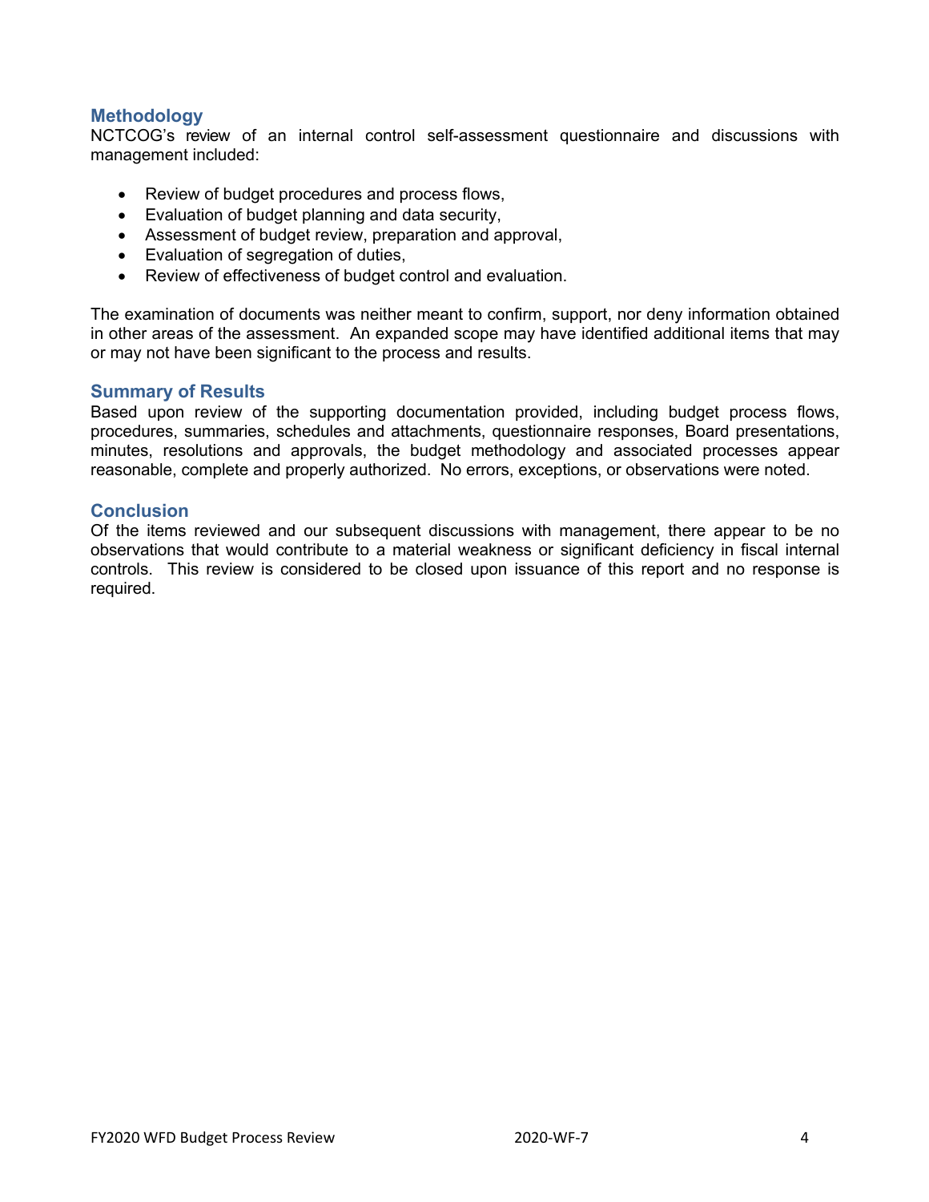## Methodology

NCTCOG's review of an internal control self-assessment questionnaire and discussions with management included:

- Review of budget procedures and process flows,
- Evaluation of budget planning and data security,
- Assessment of budget review, preparation and approval,
- Evaluation of segregation of duties,
- Review of effectiveness of budget control and evaluation.

The examination of documents was neither meant to confirm, support, nor deny information obtained in other areas of the assessment. An expanded scope may have identified additional items that may or may not have been significant to the process and results.

## Summary of Results

Based upon review of the supporting documentation provided, including budget process flows, procedures, summaries, schedules and attachments, questionnaire responses, Board presentations, minutes, resolutions and approvals, the budget methodology and associated processes appear reasonable, complete and properly authorized. No errors, exceptions, or observations were noted.

## Conclusion

Of the items reviewed and our subsequent discussions with management, there appear to be no observations that would contribute to a material weakness or significant deficiency in fiscal internal controls. This review is considered to be closed upon issuance of this report and no response is required.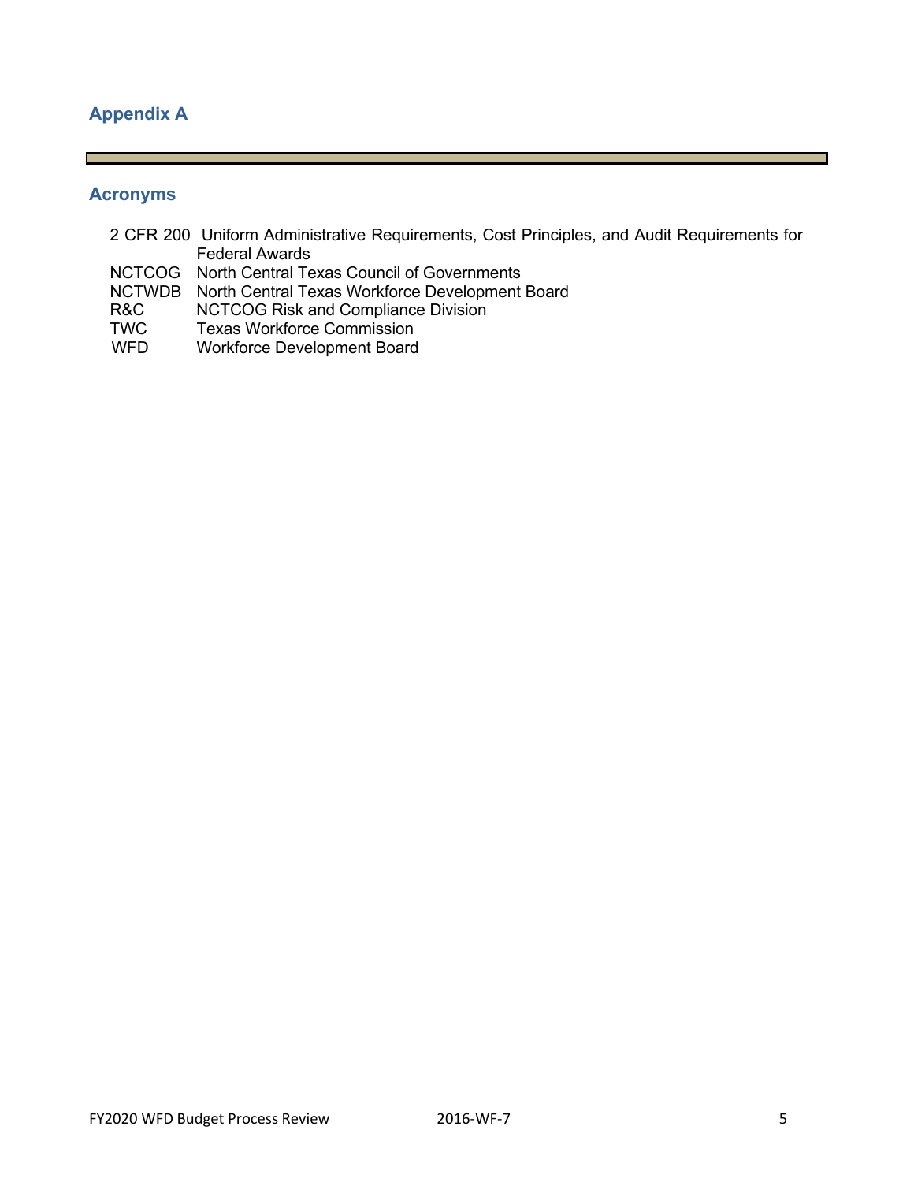## Appendix A

### Acronyms

| | |
|---|---|
| 2 CFR 200 | Uniform Administrative Requirements, Cost Principles, and Audit Requirements for Federal Awards |
| NCTCOG | North Central Texas Council of Governments |
| NCTWDB | North Central Texas Workforce Development Board |
| R&C | NCTCOG Risk and Compliance Division |
| TWC | Texas Workforce Commission |
| WFD | Workforce Development Board |